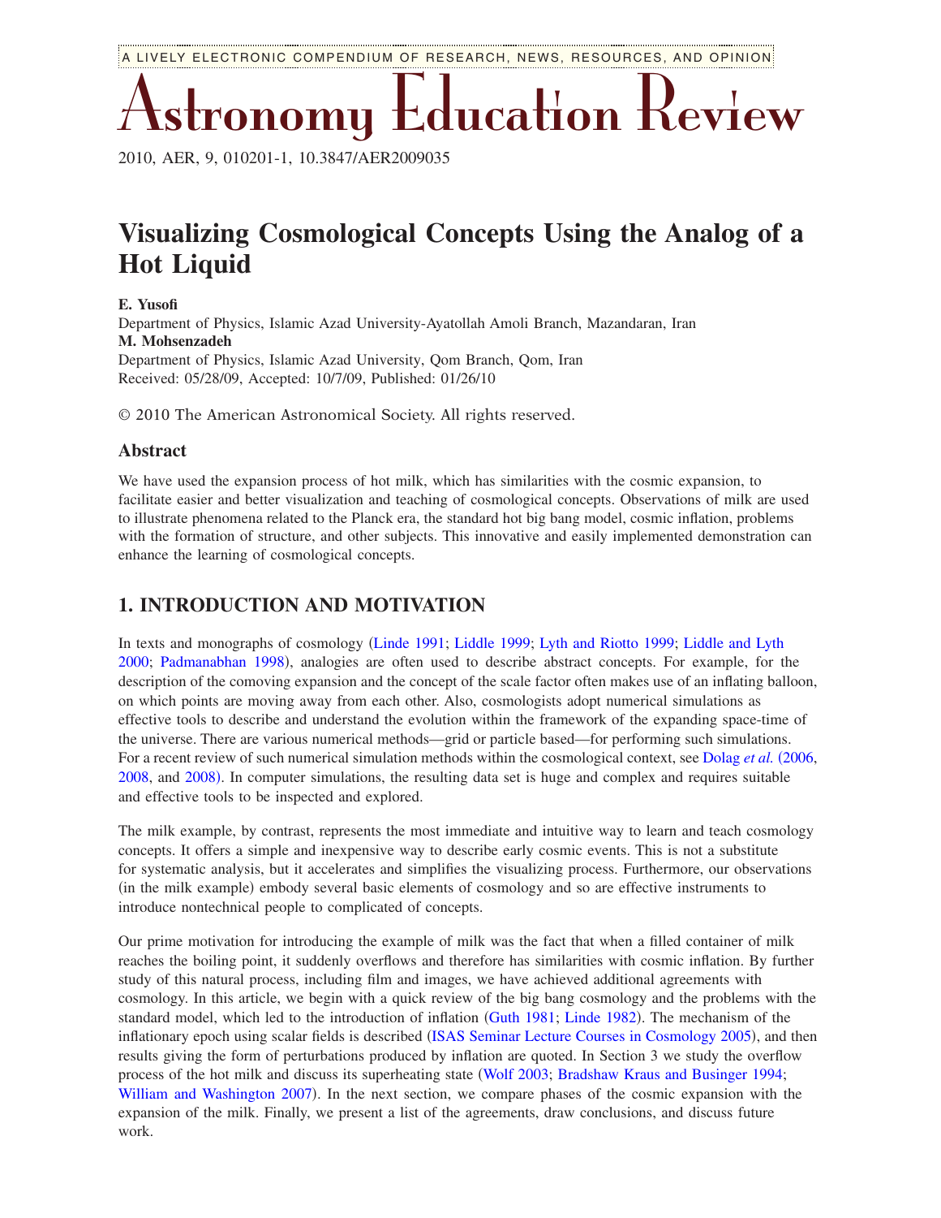# Visualizing Cosmological Concepts Using the Analog of a Hot Liquid

**E. Yusofi**
Department of Physics, Islamic Azad University-Ayatollah Amoli Branch, Mazandaran, Iran
**M. Mohsenzadeh**
Department of Physics, Islamic Azad University, Qom Branch, Qom, Iran
Received: 05/28/09, Accepted: 10/7/09, Published: 01/26/10

© 2010 The American Astronomical Society. All rights reserved.

## Abstract

We have used the expansion process of hot milk, which has similarities with the cosmic expansion, to facilitate easier and better visualization and teaching of cosmological concepts. Observations of milk are used to illustrate phenomena related to the Planck era, the standard hot big bang model, cosmic inflation, problems with the formation of structure, and other subjects. This innovative and easily implemented demonstration can enhance the learning of cosmological concepts.

## 1. INTRODUCTION AND MOTIVATION

In texts and monographs of cosmology (Linde 1991; Liddle 1999; Lyth and Riotto 1999; Liddle and Lyth 2000; Padmanabhan 1998), analogies are often used to describe abstract concepts. For example, for the description of the comoving expansion and the concept of the scale factor often makes use of an inflating balloon, on which points are moving away from each other. Also, cosmologists adopt numerical simulations as effective tools to describe and understand the evolution within the framework of the expanding space-time of the universe. There are various numerical methods—grid or particle based—for performing such simulations. For a recent review of such numerical simulation methods within the cosmological context, see Dolag *et al.* (2006, 2008, and 2008). In computer simulations, the resulting data set is huge and complex and requires suitable and effective tools to be inspected and explored.

The milk example, by contrast, represents the most immediate and intuitive way to learn and teach cosmology concepts. It offers a simple and inexpensive way to describe early cosmic events. This is not a substitute for systematic analysis, but it accelerates and simplifies the visualizing process. Furthermore, our observations (in the milk example) embody several basic elements of cosmology and so are effective instruments to introduce nontechnical people to complicated of concepts.

Our prime motivation for introducing the example of milk was the fact that when a filled container of milk reaches the boiling point, it suddenly overflows and therefore has similarities with cosmic inflation. By further study of this natural process, including film and images, we have achieved additional agreements with cosmology. In this article, we begin with a quick review of the big bang cosmology and the problems with the standard model, which led to the introduction of inflation (Guth 1981; Linde 1982). The mechanism of the inflationary epoch using scalar fields is described (ISAS Seminar Lecture Courses in Cosmology 2005), and then results giving the form of perturbations produced by inflation are quoted. In Section 3 we study the overflow process of the hot milk and discuss its superheating state (Wolf 2003; Bradshaw Kraus and Businger 1994; William and Washington 2007). In the next section, we compare phases of the cosmic expansion with the expansion of the milk. Finally, we present a list of the agreements, draw conclusions, and discuss future work.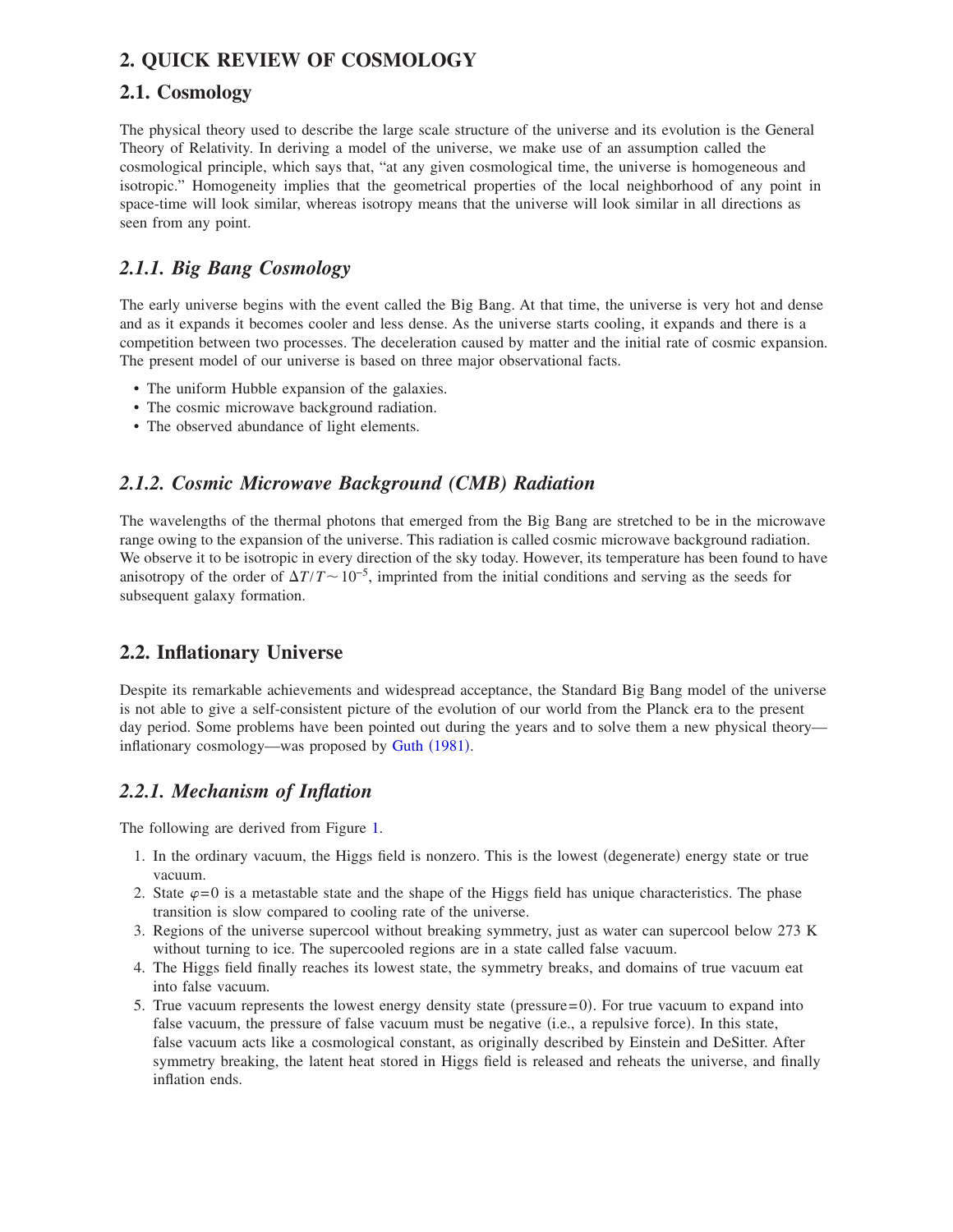## 2. QUICK REVIEW OF COSMOLOGY

### 2.1. Cosmology

The physical theory used to describe the large scale structure of the universe and its evolution is the General Theory of Relativity. In deriving a model of the universe, we make use of an assumption called the cosmological principle, which says that, "at any given cosmological time, the universe is homogeneous and isotropic." Homogeneity implies that the geometrical properties of the local neighborhood of any point in space-time will look similar, whereas isotropy means that the universe will look similar in all directions as seen from any point.

#### *2.1.1. Big Bang Cosmology*

The early universe begins with the event called the Big Bang. At that time, the universe is very hot and dense and as it expands it becomes cooler and less dense. As the universe starts cooling, it expands and there is a competition between two processes. The deceleration caused by matter and the initial rate of cosmic expansion. The present model of our universe is based on three major observational facts.

- The uniform Hubble expansion of the galaxies.
- The cosmic microwave background radiation.
- The observed abundance of light elements.

#### *2.1.2. Cosmic Microwave Background (CMB) Radiation*

The wavelengths of the thermal photons that emerged from the Big Bang are stretched to be in the microwave range owing to the expansion of the universe. This radiation is called cosmic microwave background radiation. We observe it to be isotropic in every direction of the sky today. However, its temperature has been found to have anisotropy of the order of $\Delta T/T \sim 10^{-5}$, imprinted from the initial conditions and serving as the seeds for subsequent galaxy formation.

### 2.2. Inflationary Universe

Despite its remarkable achievements and widespread acceptance, the Standard Big Bang model of the universe is not able to give a self-consistent picture of the evolution of our world from the Planck era to the present day period. Some problems have been pointed out during the years and to solve them a new physical theory—inflationary cosmology—was proposed by Guth (1981).

#### *2.2.1. Mechanism of Inflation*

The following are derived from Figure 1.

1. In the ordinary vacuum, the Higgs field is nonzero. This is the lowest (degenerate) energy state or true vacuum.
2. State $\varphi=0$ is a metastable state and the shape of the Higgs field has unique characteristics. The phase transition is slow compared to cooling rate of the universe.
3. Regions of the universe supercool without breaking symmetry, just as water can supercool below 273 K without turning to ice. The supercooled regions are in a state called false vacuum.
4. The Higgs field finally reaches its lowest state, the symmetry breaks, and domains of true vacuum eat into false vacuum.
5. True vacuum represents the lowest energy density state (pressure=0). For true vacuum to expand into false vacuum, the pressure of false vacuum must be negative (i.e., a repulsive force). In this state, false vacuum acts like a cosmological constant, as originally described by Einstein and DeSitter. After symmetry breaking, the latent heat stored in Higgs field is released and reheats the universe, and finally inflation ends.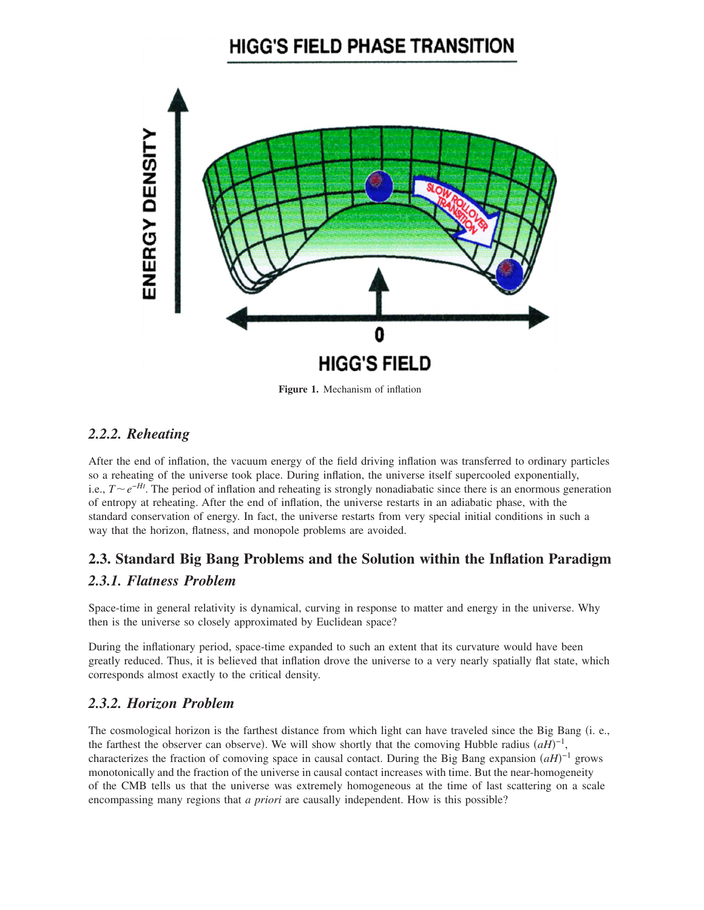**Figure 1.** Mechanism of inflation

### *2.2.2. Reheating*

After the end of inflation, the vacuum energy of the field driving inflation was transferred to ordinary particles so a reheating of the universe took place. During inflation, the universe itself supercooled exponentially, i.e., $T \sim e^{-Ht}$. The period of inflation and reheating is strongly nonadiabatic since there is an enormous generation of entropy at reheating. After the end of inflation, the universe restarts in an adiabatic phase, with the standard conservation of energy. In fact, the universe restarts from very special initial conditions in such a way that the horizon, flatness, and monopole problems are avoided.

## 2.3. Standard Big Bang Problems and the Solution within the Inflation Paradigm

### *2.3.1. Flatness Problem*

Space-time in general relativity is dynamical, curving in response to matter and energy in the universe. Why then is the universe so closely approximated by Euclidean space?

During the inflationary period, space-time expanded to such an extent that its curvature would have been greatly reduced. Thus, it is believed that inflation drove the universe to a very nearly spatially flat state, which corresponds almost exactly to the critical density.

### *2.3.2. Horizon Problem*

The cosmological horizon is the farthest distance from which light can have traveled since the Big Bang (i. e., the farthest the observer can observe). We will show shortly that the comoving Hubble radius $(aH)^{-1}$, characterizes the fraction of comoving space in causal contact. During the Big Bang expansion $(aH)^{-1}$ grows monotonically and the fraction of the universe in causal contact increases with time. But the near-homogeneity of the CMB tells us that the universe was extremely homogeneous at the time of last scattering on a scale encompassing many regions that *a priori* are causally independent. How is this possible?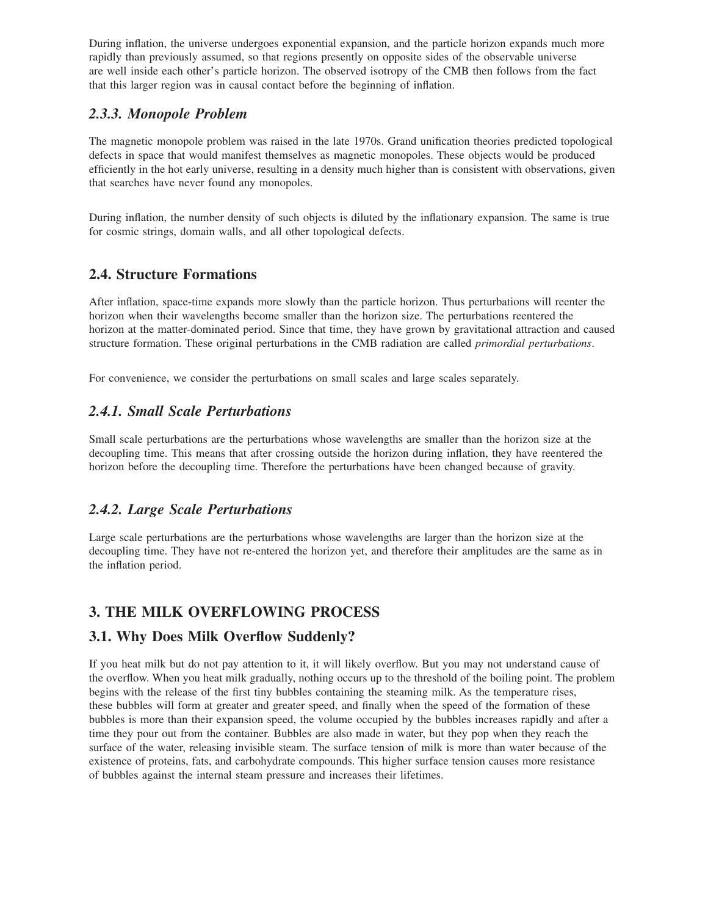During inflation, the universe undergoes exponential expansion, and the particle horizon expands much more rapidly than previously assumed, so that regions presently on opposite sides of the observable universe are well inside each other's particle horizon. The observed isotropy of the CMB then follows from the fact that this larger region was in causal contact before the beginning of inflation.

### *2.3.3. Monopole Problem*

The magnetic monopole problem was raised in the late 1970s. Grand unification theories predicted topological defects in space that would manifest themselves as magnetic monopoles. These objects would be produced efficiently in the hot early universe, resulting in a density much higher than is consistent with observations, given that searches have never found any monopoles.

During inflation, the number density of such objects is diluted by the inflationary expansion. The same is true for cosmic strings, domain walls, and all other topological defects.

## 2.4. Structure Formations

After inflation, space-time expands more slowly than the particle horizon. Thus perturbations will reenter the horizon when their wavelengths become smaller than the horizon size. The perturbations reentered the horizon at the matter-dominated period. Since that time, they have grown by gravitational attraction and caused structure formation. These original perturbations in the CMB radiation are called *primordial perturbations*.

For convenience, we consider the perturbations on small scales and large scales separately.

### *2.4.1. Small Scale Perturbations*

Small scale perturbations are the perturbations whose wavelengths are smaller than the horizon size at the decoupling time. This means that after crossing outside the horizon during inflation, they have reentered the horizon before the decoupling time. Therefore the perturbations have been changed because of gravity.

### *2.4.2. Large Scale Perturbations*

Large scale perturbations are the perturbations whose wavelengths are larger than the horizon size at the decoupling time. They have not re-entered the horizon yet, and therefore their amplitudes are the same as in the inflation period.

# 3. THE MILK OVERFLOWING PROCESS

## 3.1. Why Does Milk Overflow Suddenly?

If you heat milk but do not pay attention to it, it will likely overflow. But you may not understand cause of the overflow. When you heat milk gradually, nothing occurs up to the threshold of the boiling point. The problem begins with the release of the first tiny bubbles containing the steaming milk. As the temperature rises, these bubbles will form at greater and greater speed, and finally when the speed of the formation of these bubbles is more than their expansion speed, the volume occupied by the bubbles increases rapidly and after a time they pour out from the container. Bubbles are also made in water, but they pop when they reach the surface of the water, releasing invisible steam. The surface tension of milk is more than water because of the existence of proteins, fats, and carbohydrate compounds. This higher surface tension causes more resistance of bubbles against the internal steam pressure and increases their lifetimes.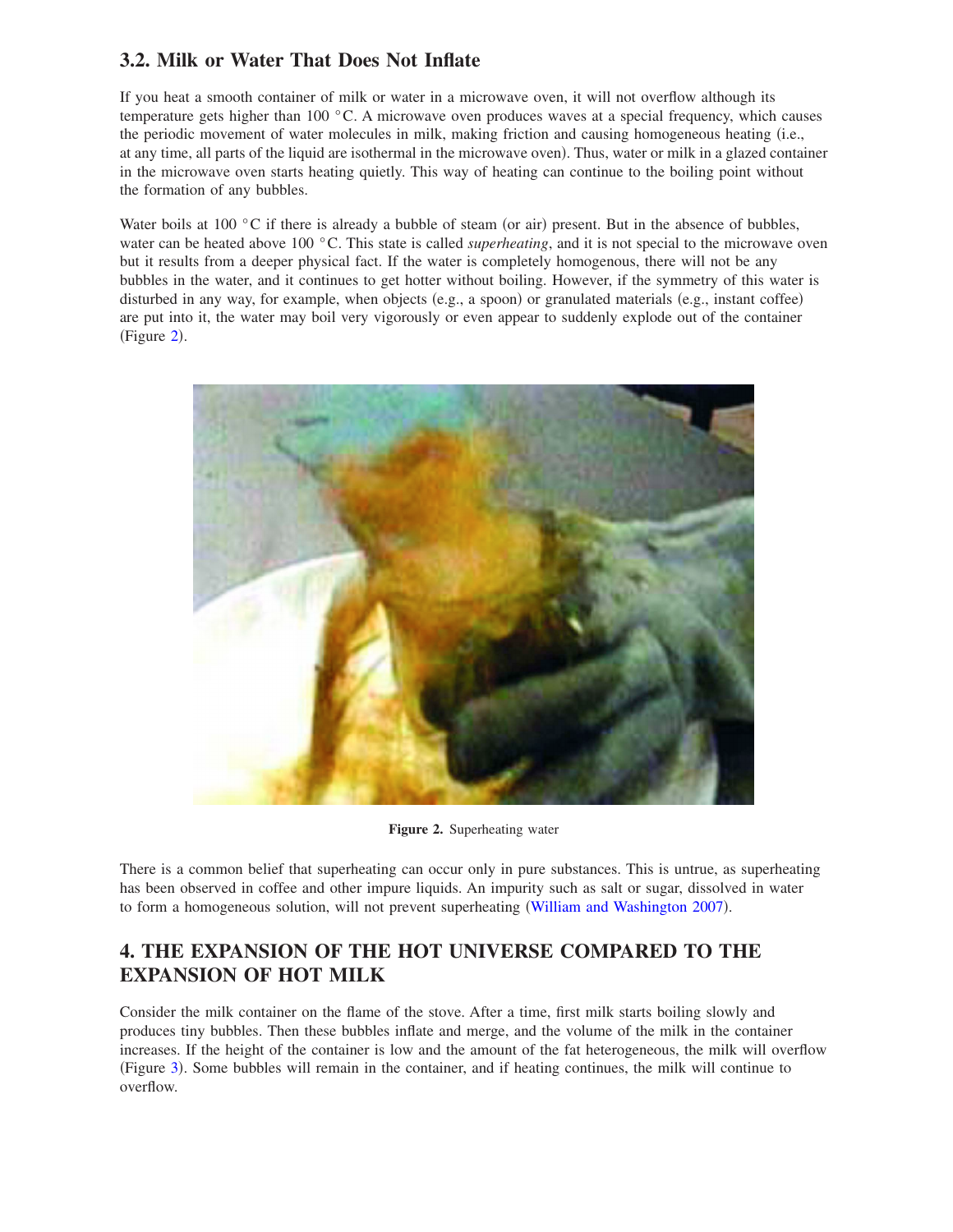### 3.2. Milk or Water That Does Not Inflate

If you heat a smooth container of milk or water in a microwave oven, it will not overflow although its temperature gets higher than 100 °C. A microwave oven produces waves at a special frequency, which causes the periodic movement of water molecules in milk, making friction and causing homogeneous heating (i.e., at any time, all parts of the liquid are isothermal in the microwave oven). Thus, water or milk in a glazed container in the microwave oven starts heating quietly. This way of heating can continue to the boiling point without the formation of any bubbles.

Water boils at 100 °C if there is already a bubble of steam (or air) present. But in the absence of bubbles, water can be heated above 100 °C. This state is called *superheating*, and it is not special to the microwave oven but it results from a deeper physical fact. If the water is completely homogenous, there will not be any bubbles in the water, and it continues to get hotter without boiling. However, if the symmetry of this water is disturbed in any way, for example, when objects (e.g., a spoon) or granulated materials (e.g., instant coffee) are put into it, the water may boil very vigorously or even appear to suddenly explode out of the container (Figure 2).

**Figure 2.** Superheating water

There is a common belief that superheating can occur only in pure substances. This is untrue, as superheating has been observed in coffee and other impure liquids. An impurity such as salt or sugar, dissolved in water to form a homogeneous solution, will not prevent superheating (William and Washington 2007).

## 4. THE EXPANSION OF THE HOT UNIVERSE COMPARED TO THE EXPANSION OF HOT MILK

Consider the milk container on the flame of the stove. After a time, first milk starts boiling slowly and produces tiny bubbles. Then these bubbles inflate and merge, and the volume of the milk in the container increases. If the height of the container is low and the amount of the fat heterogeneous, the milk will overflow (Figure 3). Some bubbles will remain in the container, and if heating continues, the milk will continue to overflow.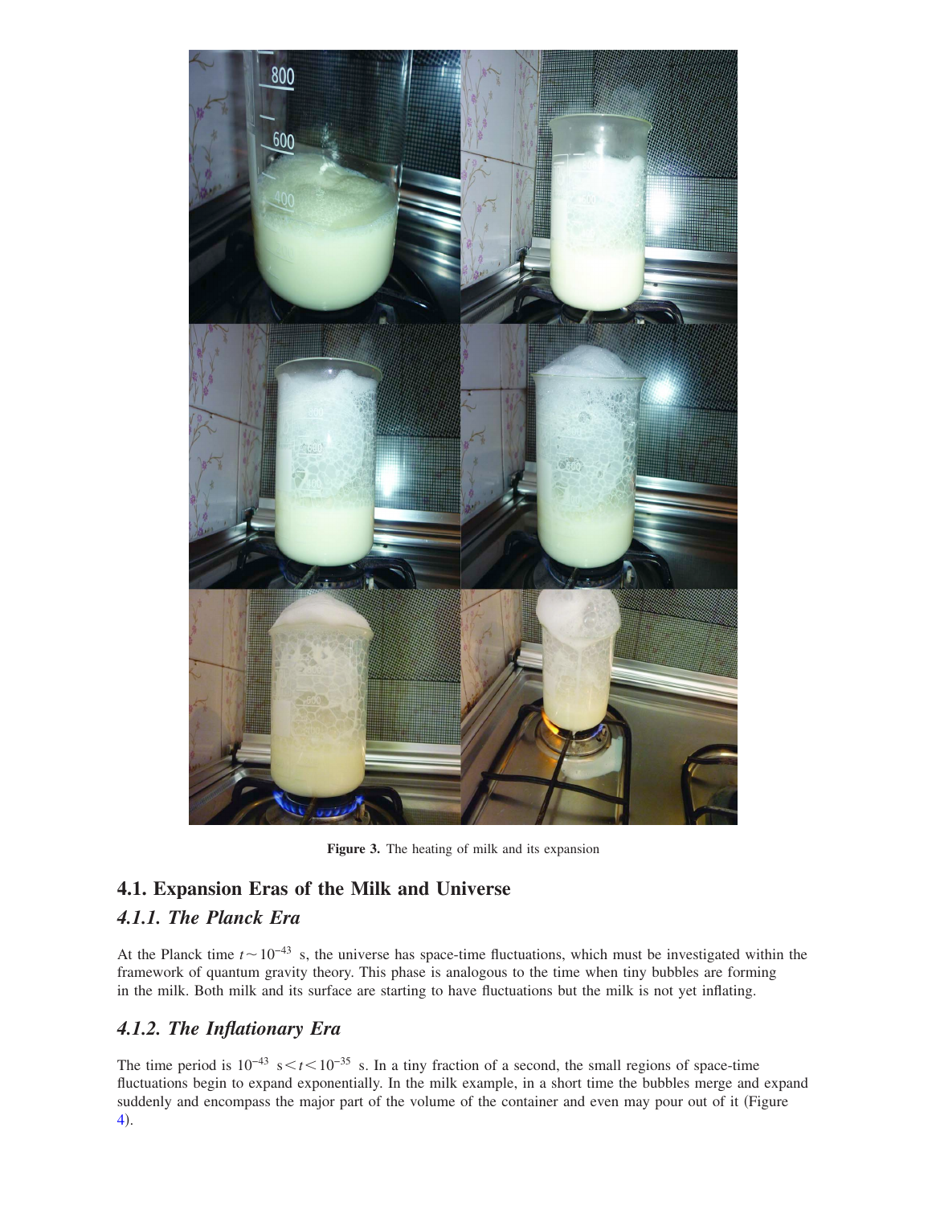Figure 3. The heating of milk and its expansion

## 4.1. Expansion Eras of the Milk and Universe

### *4.1.1. The Planck Era*

At the Planck time $t \sim 10^{-43}$ s, the universe has space-time fluctuations, which must be investigated within the framework of quantum gravity theory. This phase is analogous to the time when tiny bubbles are forming in the milk. Both milk and its surface are starting to have fluctuations but the milk is not yet inflating.

### *4.1.2. The Inflationary Era*

The time period is $10^{-43}$ s $< t < 10^{-35}$ s. In a tiny fraction of a second, the small regions of space-time fluctuations begin to expand exponentially. In the milk example, in a short time the bubbles merge and expand suddenly and encompass the major part of the volume of the container and even may pour out of it (Figure 4).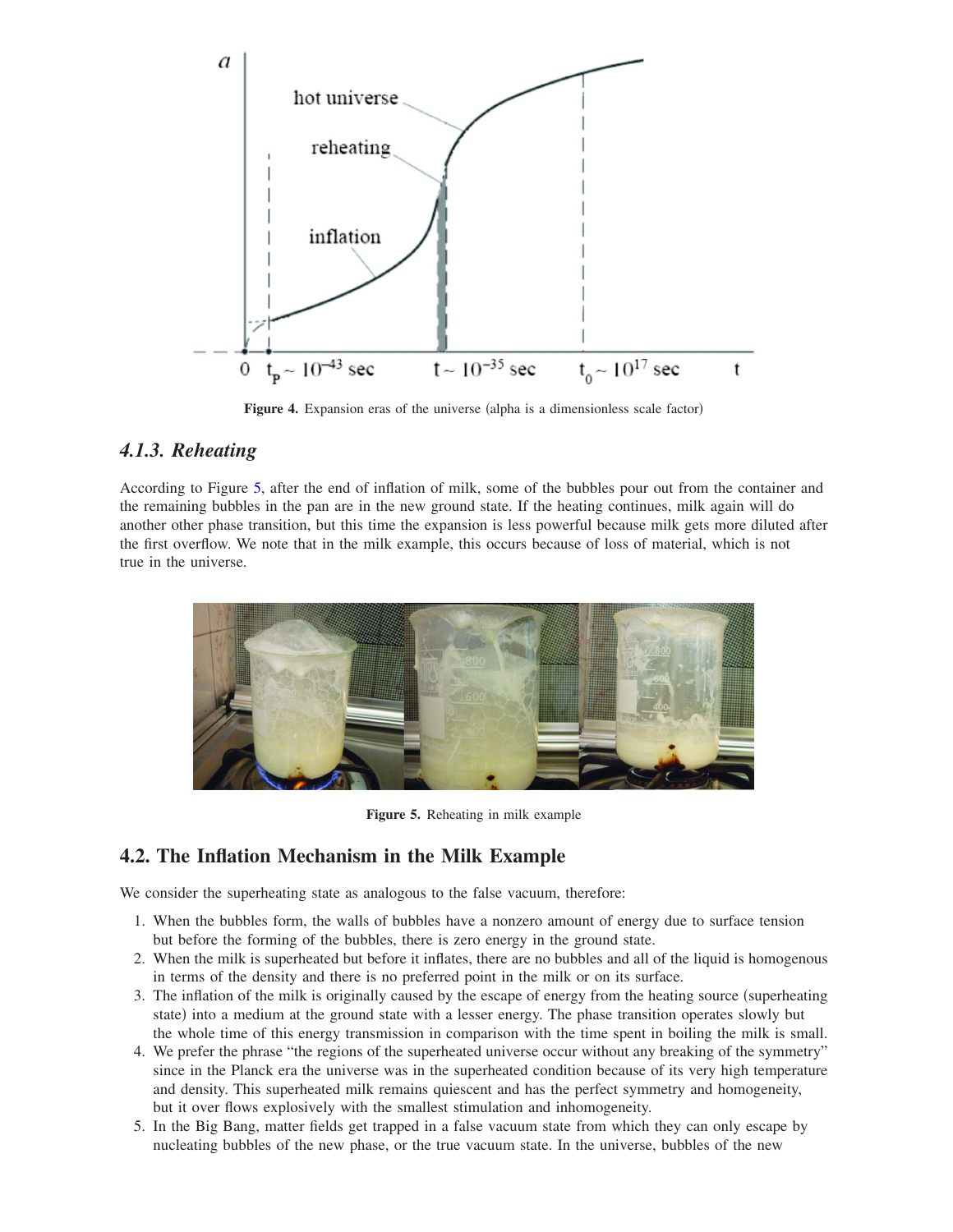**Figure 4.** Expansion eras of the universe (alpha is a dimensionless scale factor)

### *4.1.3. Reheating*

According to Figure 5, after the end of inflation of milk, some of the bubbles pour out from the container and the remaining bubbles in the pan are in the new ground state. If the heating continues, milk again will do another other phase transition, but this time the expansion is less powerful because milk gets more diluted after the first overflow. We note that in the milk example, this occurs because of loss of material, which is not true in the universe.

**Figure 5.** Reheating in milk example

## 4.2. The Inflation Mechanism in the Milk Example

We consider the superheating state as analogous to the false vacuum, therefore:

1. When the bubbles form, the walls of bubbles have a nonzero amount of energy due to surface tension but before the forming of the bubbles, there is zero energy in the ground state.
2. When the milk is superheated but before it inflates, there are no bubbles and all of the liquid is homogenous in terms of the density and there is no preferred point in the milk or on its surface.
3. The inflation of the milk is originally caused by the escape of energy from the heating source (superheating state) into a medium at the ground state with a lesser energy. The phase transition operates slowly but the whole time of this energy transmission in comparison with the time spent in boiling the milk is small.
4. We prefer the phrase "the regions of the superheated universe occur without any breaking of the symmetry" since in the Planck era the universe was in the superheated condition because of its very high temperature and density. This superheated milk remains quiescent and has the perfect symmetry and homogeneity, but it over flows explosively with the smallest stimulation and inhomogeneity.
5. In the Big Bang, matter fields get trapped in a false vacuum state from which they can only escape by nucleating bubbles of the new phase, or the true vacuum state. In the universe, bubbles of the new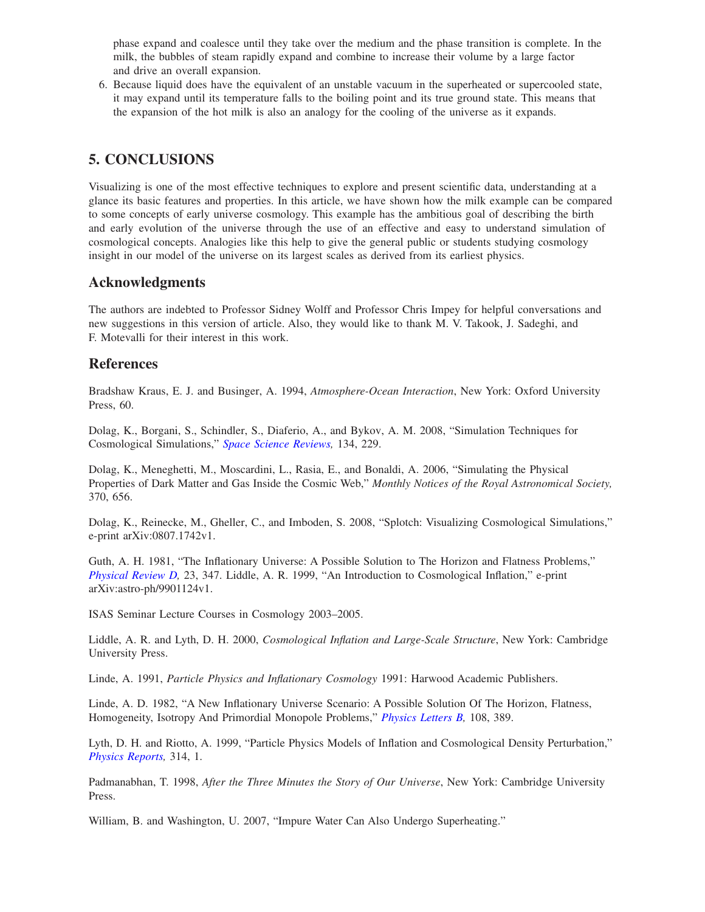phase expand and coalesce until they take over the medium and the phase transition is complete. In the milk, the bubbles of steam rapidly expand and combine to increase their volume by a large factor and drive an overall expansion.

6. Because liquid does have the equivalent of an unstable vacuum in the superheated or supercooled state, it may expand until its temperature falls to the boiling point and its true ground state. This means that the expansion of the hot milk is also an analogy for the cooling of the universe as it expands.

## 5. CONCLUSIONS

Visualizing is one of the most effective techniques to explore and present scientific data, understanding at a glance its basic features and properties. In this article, we have shown how the milk example can be compared to some concepts of early universe cosmology. This example has the ambitious goal of describing the birth and early evolution of the universe through the use of an effective and easy to understand simulation of cosmological concepts. Analogies like this help to give the general public or students studying cosmology insight in our model of the universe on its largest scales as derived from its earliest physics.

### Acknowledgments

The authors are indebted to Professor Sidney Wolff and Professor Chris Impey for helpful conversations and new suggestions in this version of article. Also, they would like to thank M. V. Takook, J. Sadeghi, and F. Motevalli for their interest in this work.

### References

Bradshaw Kraus, E. J. and Businger, A. 1994, *Atmosphere-Ocean Interaction*, New York: Oxford University Press, 60.

Dolag, K., Borgani, S., Schindler, S., Diaferio, A., and Bykov, A. M. 2008, "Simulation Techniques for Cosmological Simulations," *Space Science Reviews,* 134, 229.

Dolag, K., Meneghetti, M., Moscardini, L., Rasia, E., and Bonaldi, A. 2006, "Simulating the Physical Properties of Dark Matter and Gas Inside the Cosmic Web," *Monthly Notices of the Royal Astronomical Society,* 370, 656.

Dolag, K., Reinecke, M., Gheller, C., and Imboden, S. 2008, "Splotch: Visualizing Cosmological Simulations," e-print arXiv:0807.1742v1.

Guth, A. H. 1981, "The Inflationary Universe: A Possible Solution to The Horizon and Flatness Problems," *Physical Review D,* 23, 347. Liddle, A. R. 1999, "An Introduction to Cosmological Inflation," e-print arXiv:astro-ph/9901124v1.

ISAS Seminar Lecture Courses in Cosmology 2003–2005.

Liddle, A. R. and Lyth, D. H. 2000, *Cosmological Inflation and Large-Scale Structure*, New York: Cambridge University Press.

Linde, A. 1991, *Particle Physics and Inflationary Cosmology* 1991: Harwood Academic Publishers.

Linde, A. D. 1982, "A New Inflationary Universe Scenario: A Possible Solution Of The Horizon, Flatness, Homogeneity, Isotropy And Primordial Monopole Problems," *Physics Letters B,* 108, 389.

Lyth, D. H. and Riotto, A. 1999, "Particle Physics Models of Inflation and Cosmological Density Perturbation," *Physics Reports,* 314, 1.

Padmanabhan, T. 1998, *After the Three Minutes the Story of Our Universe*, New York: Cambridge University Press.

William, B. and Washington, U. 2007, "Impure Water Can Also Undergo Superheating."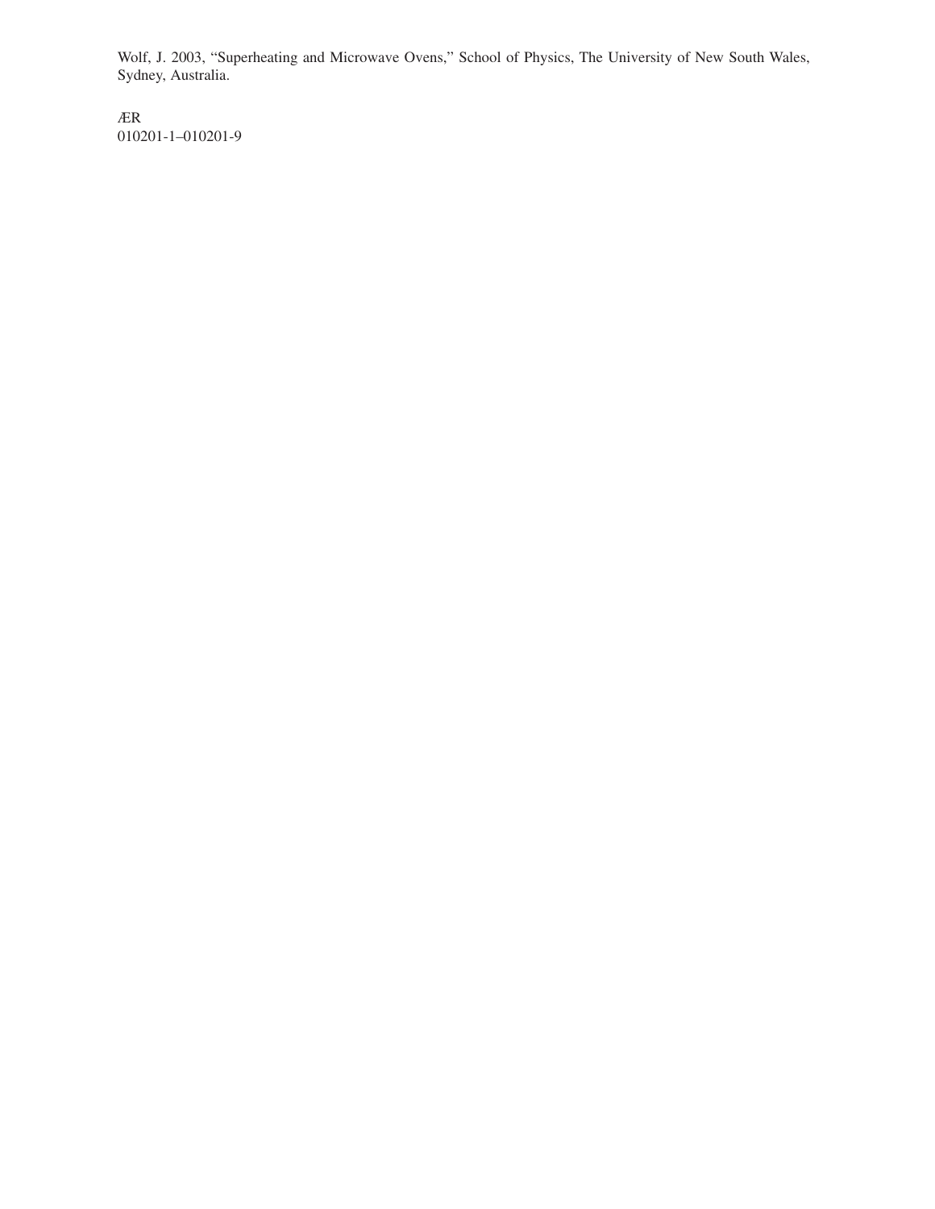Wolf, J. 2003, "Superheating and Microwave Ovens," School of Physics, The University of New South Wales, Sydney, Australia.

ÆR
010201-1–010201-9